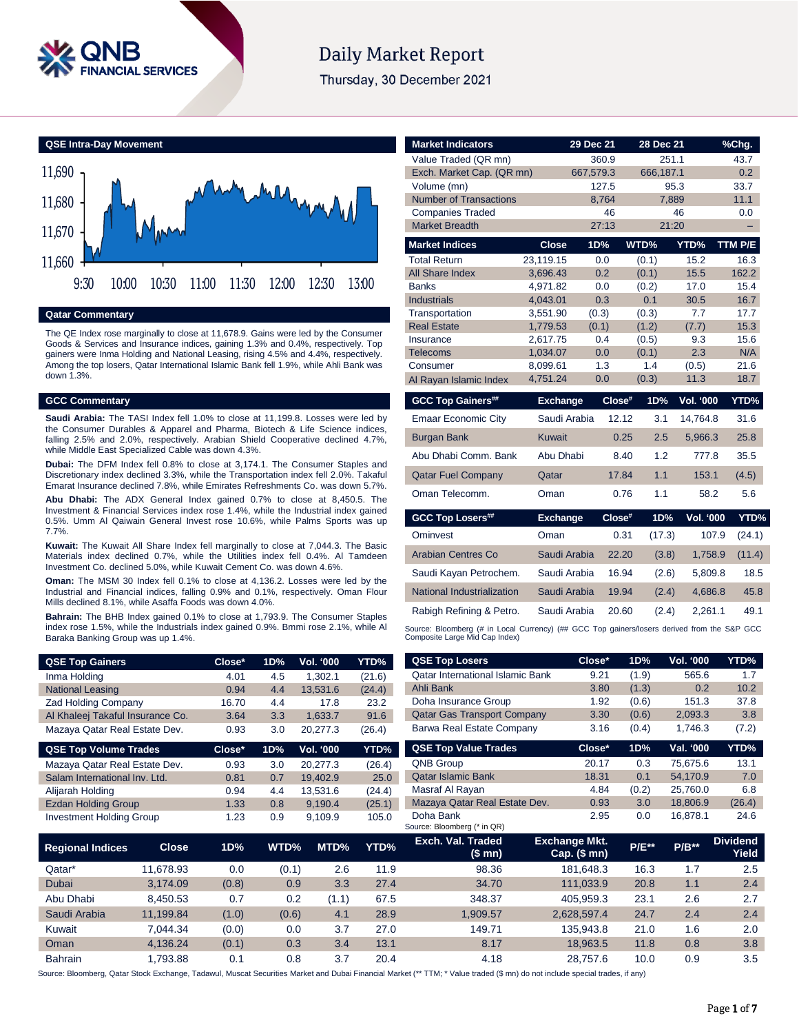# Daily Market Report

Thursday, 30 December 2021

## QSE Intra-Day Movement

11,690
11,680
11,670
11,660

9:30 10:00 10:30 11:00 11:30 12:00 12:30 13:00

## Qatar Commentary

The QE Index rose marginally to close at 11,678.9. Gains were led by the Consumer Goods & Services and Insurance indices, gaining 1.3% and 0.4%, respectively. Top gainers were Inma Holding and National Leasing, rising 4.5% and 4.4%, respectively. Among the top losers, Qatar International Islamic Bank fell 1.9%, while Ahli Bank was down 1.3%.

## GCC Commentary

**Saudi Arabia:** The TASI Index fell 1.0% to close at 11,199.8. Losses were led by the Consumer Durables & Apparel and Pharma, Biotech & Life Science indices, falling 2.5% and 2.0%, respectively. Arabian Shield Cooperative declined 4.7%, while Middle East Specialized Cable was down 4.3%.

**Dubai:** The DFM Index fell 0.8% to close at 3,174.1. The Consumer Staples and Discretionary index declined 3.3%, while the Transportation index fell 2.0%. Takaful Emarat Insurance declined 7.8%, while Emirates Refreshments Co. was down 5.7%.

**Abu Dhabi:** The ADX General Index gained 0.7% to close at 8,450.5. The Investment & Financial Services index rose 1.4%, while the Industrial index gained 0.5%. Umm Al Qaiwain General Invest rose 10.6%, while Palms Sports was up 7.7%.

**Kuwait:** The Kuwait All Share Index fell marginally to close at 7,044.3. The Basic Materials index declined 0.7%, while the Utilities index fell 0.4%. Al Tamdeen Investment Co. declined 5.0%, while Kuwait Cement Co. was down 4.6%.

**Oman:** The MSM 30 Index fell 0.1% to close at 4,136.2. Losses were led by the Industrial and Financial indices, falling 0.9% and 0.1%, respectively. Oman Flour Mills declined 8.1%, while Asaffa Foods was down 4.0%.

**Bahrain:** The BHB Index gained 0.1% to close at 1,793.9. The Consumer Staples index rose 1.5%, while the Industrials index gained 0.9%. Bmmi rose 2.1%, while Al Baraka Banking Group was up 1.4%.

| Market Indicators | 29 Dec 21 | 28 Dec 21 | %Chg. |
|---|---|---|---|
| Value Traded (QR mn) | 360.9 | 251.1 | 43.7 |
| Exch. Market Cap. (QR mn) | 667,579.3 | 666,187.1 | 0.2 |
| Volume (mn) | 127.5 | 95.3 | 33.7 |
| Number of Transactions | 8,764 | 7,889 | 11.1 |
| Companies Traded | 46 | 46 | 0.0 |
| Market Breadth | 27:13 | 21:20 | – |

| Market Indices | Close | 1D% | WTD% | YTD% | TTM P/E |
|---|---|---|---|---|---|
| Total Return | 23,119.15 | 0.0 | (0.1) | 15.2 | 16.3 |
| All Share Index | 3,696.43 | 0.2 | (0.1) | 15.5 | 162.2 |
| Banks | 4,971.82 | 0.0 | (0.2) | 17.0 | 15.4 |
| Industrials | 4,043.01 | 0.3 | 0.1 | 30.5 | 16.7 |
| Transportation | 3,551.90 | (0.3) | (0.3) | 7.7 | 17.7 |
| Real Estate | 1,779.53 | (0.1) | (1.2) | (7.7) | 15.3 |
| Insurance | 2,617.75 | 0.4 | (0.5) | 9.3 | 15.6 |
| Telecoms | 1,034.07 | 0.0 | (0.1) | 2.3 | N/A |
| Consumer | 8,099.61 | 1.3 | 1.4 | (0.5) | 21.6 |
| Al Rayan Islamic Index | 4,751.24 | 0.0 | (0.3) | 11.3 | 18.7 |

| GCC Top Gainers## | Exchange | Close# | 1D% | Vol. '000 | YTD% |
|---|---|---|---|---|---|
| Emaar Economic City | Saudi Arabia | 12.12 | 3.1 | 14,764.8 | 31.6 |
| Burgan Bank | Kuwait | 0.25 | 2.5 | 5,966.3 | 25.8 |
| Abu Dhabi Comm. Bank | Abu Dhabi | 8.40 | 1.2 | 777.8 | 35.5 |
| Qatar Fuel Company | Qatar | 17.84 | 1.1 | 153.1 | (4.5) |
| Oman Telecomm. | Oman | 0.76 | 1.1 | 58.2 | 5.6 |

| GCC Top Losers## | Exchange | Close# | 1D% | Vol. '000 | YTD% |
|---|---|---|---|---|---|
| Ominvest | Oman | 0.31 | (17.3) | 107.9 | (24.1) |
| Arabian Centres Co | Saudi Arabia | 22.20 | (3.8) | 1,758.9 | (11.4) |
| Saudi Kayan Petrochem. | Saudi Arabia | 16.94 | (2.6) | 5,809.8 | 18.5 |
| National Industrialization | Saudi Arabia | 19.94 | (2.4) | 4,686.8 | 45.8 |
| Rabigh Refining & Petro. | Saudi Arabia | 20.60 | (2.4) | 2,261.1 | 49.1 |

Source: Bloomberg (# in Local Currency) (## GCC Top gainers/losers derived from the S&P GCC Composite Large Mid Cap Index)

| QSE Top Gainers | Close* | 1D% | Vol. '000 | YTD% |
|---|---|---|---|---|
| Inma Holding | 4.01 | 4.5 | 1,302.1 | (21.6) |
| National Leasing | 0.94 | 4.4 | 13,531.6 | (24.4) |
| Zad Holding Company | 16.70 | 4.4 | 17.8 | 23.2 |
| Al Khaleej Takaful Insurance Co. | 3.64 | 3.3 | 1,633.7 | 91.6 |
| Mazaya Qatar Real Estate Dev. | 0.93 | 3.0 | 20,277.3 | (26.4) |

| QSE Top Volume Trades | Close* | 1D% | Vol. '000 | YTD% |
|---|---|---|---|---|
| Mazaya Qatar Real Estate Dev. | 0.93 | 3.0 | 20,277.3 | (26.4) |
| Salam International Inv. Ltd. | 0.81 | 0.7 | 19,402.9 | 25.0 |
| Alijarah Holding | 0.94 | 4.4 | 13,531.6 | (24.4) |
| Ezdan Holding Group | 1.33 | 0.8 | 9,190.4 | (25.1) |
| Investment Holding Group | 1.23 | 0.9 | 9,109.9 | 105.0 |

| QSE Top Losers | Close* | 1D% | Vol. '000 | YTD% |
|---|---|---|---|---|
| Qatar International Islamic Bank | 9.21 | (1.9) | 565.6 | 1.7 |
| Ahli Bank | 3.80 | (1.3) | 0.2 | 10.2 |
| Doha Insurance Group | 1.92 | (0.6) | 151.3 | 37.8 |
| Qatar Gas Transport Company | 3.30 | (0.6) | 2,093.3 | 3.8 |
| Barwa Real Estate Company | 3.16 | (0.4) | 1,746.3 | (7.2) |

| QSE Top Value Trades | Close* | 1D% | Val. '000 | YTD% |
|---|---|---|---|---|
| QNB Group | 20.17 | 0.3 | 75,675.6 | 13.1 |
| Qatar Islamic Bank | 18.31 | 0.1 | 54,170.9 | 7.0 |
| Masraf Al Rayan | 4.84 | (0.2) | 25,760.0 | 6.8 |
| Mazaya Qatar Real Estate Dev. | 0.93 | 3.0 | 18,806.9 | (26.4) |
| Doha Bank | 2.95 | 0.0 | 16,878.1 | 24.6 |

Source: Bloomberg (* in QR)

| Regional Indices | Close | 1D% | WTD% | MTD% | YTD% | Exch. Val. Traded ($ mn) | Exchange Mkt. Cap. ($ mn) | P/E** | P/B** | Dividend Yield |
|---|---|---|---|---|---|---|---|---|---|---|
| Qatar* | 11,678.93 | 0.0 | (0.1) | 2.6 | 11.9 | 98.36 | 181,648.3 | 16.3 | 1.7 | 2.5 |
| Dubai | 3,174.09 | (0.8) | 0.9 | 3.3 | 27.4 | 34.70 | 111,033.9 | 20.8 | 1.1 | 2.4 |
| Abu Dhabi | 8,450.53 | 0.7 | 0.2 | (1.1) | 67.5 | 348.37 | 405,959.3 | 23.1 | 2.6 | 2.7 |
| Saudi Arabia | 11,199.84 | (1.0) | (0.6) | 4.1 | 28.9 | 1,909.57 | 2,628,597.4 | 24.7 | 2.4 | 2.4 |
| Kuwait | 7,044.34 | (0.0) | 0.0 | 3.7 | 27.0 | 149.71 | 135,943.8 | 21.0 | 1.6 | 2.0 |
| Oman | 4,136.24 | (0.1) | 0.3 | 3.4 | 13.1 | 8.17 | 18,963.5 | 11.8 | 0.8 | 3.8 |
| Bahrain | 1,793.88 | 0.1 | 0.8 | 3.7 | 20.4 | 4.18 | 28,757.6 | 10.0 | 0.9 | 3.5 |

Source: Bloomberg, Qatar Stock Exchange, Tadawul, Muscat Securities Market and Dubai Financial Market (** TTM; * Value traded ($ mn) do not include special trades, if any)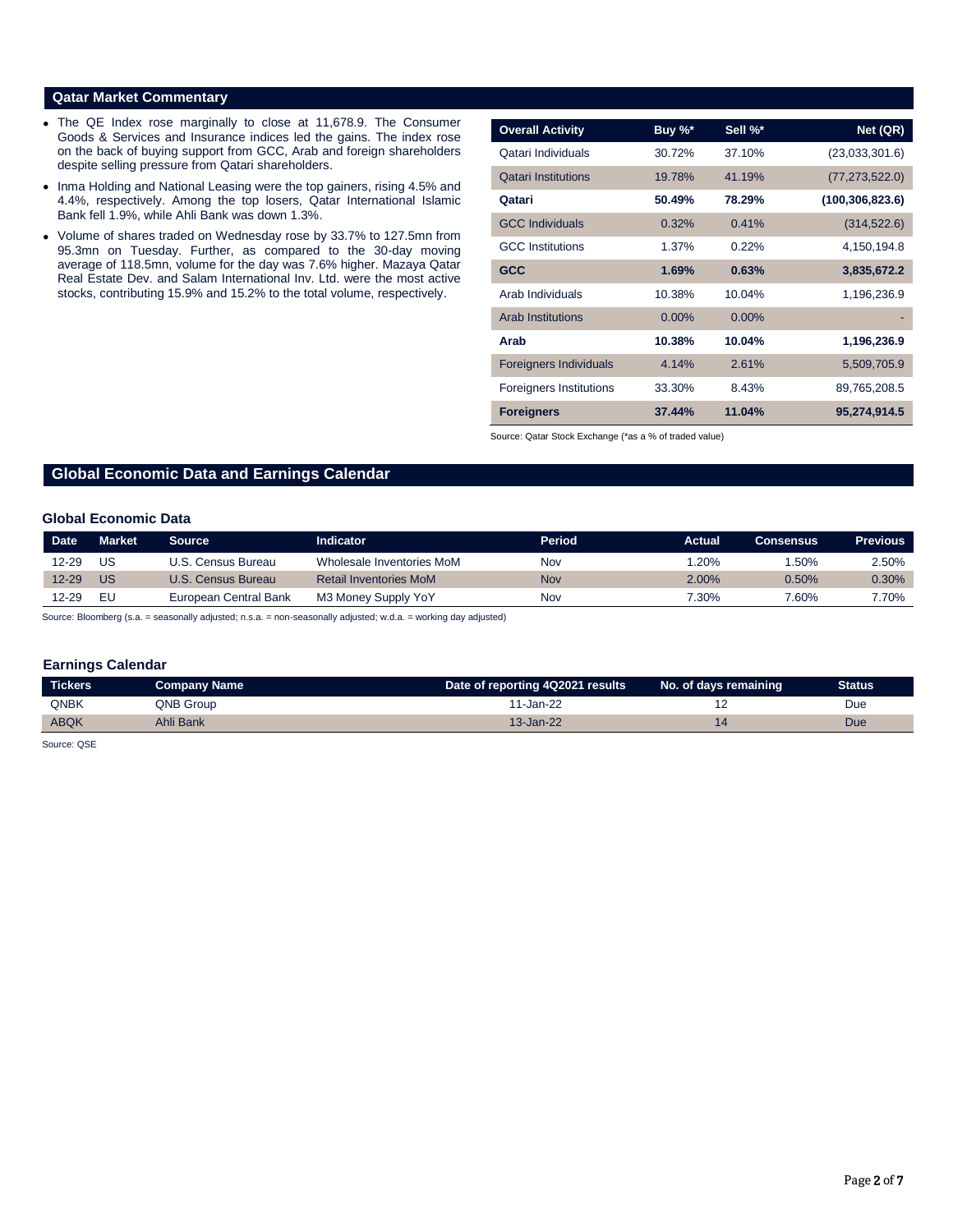## Qatar Market Commentary

- The QE Index rose marginally to close at 11,678.9. The Consumer Goods & Services and Insurance indices led the gains. The index rose on the back of buying support from GCC, Arab and foreign shareholders despite selling pressure from Qatari shareholders.
- Inma Holding and National Leasing were the top gainers, rising 4.5% and 4.4%, respectively. Among the top losers, Qatar International Islamic Bank fell 1.9%, while Ahli Bank was down 1.3%.
- Volume of shares traded on Wednesday rose by 33.7% to 127.5mn from 95.3mn on Tuesday. Further, as compared to the 30-day moving average of 118.5mn, volume for the day was 7.6% higher. Mazaya Qatar Real Estate Dev. and Salam International Inv. Ltd. were the most active stocks, contributing 15.9% and 15.2% to the total volume, respectively.

| Overall Activity | Buy %* | Sell %* | Net (QR) |
|---|---|---|---|
| Qatari Individuals | 30.72% | 37.10% | (23,033,301.6) |
| Qatari Institutions | 19.78% | 41.19% | (77,273,522.0) |
| **Qatari** | **50.49%** | **78.29%** | **(100,306,823.6)** |
| GCC Individuals | 0.32% | 0.41% | (314,522.6) |
| GCC Institutions | 1.37% | 0.22% | 4,150,194.8 |
| **GCC** | **1.69%** | **0.63%** | **3,835,672.2** |
| Arab Individuals | 10.38% | 10.04% | 1,196,236.9 |
| Arab Institutions | 0.00% | 0.00% | - |
| **Arab** | **10.38%** | **10.04%** | **1,196,236.9** |
| Foreigners Individuals | 4.14% | 2.61% | 5,509,705.9 |
| Foreigners Institutions | 33.30% | 8.43% | 89,765,208.5 |
| **Foreigners** | **37.44%** | **11.04%** | **95,274,914.5** |

Source: Qatar Stock Exchange (*as a % of traded value)

## Global Economic Data and Earnings Calendar

### Global Economic Data

| Date | Market | Source | Indicator | Period | Actual | Consensus | Previous |
|---|---|---|---|---|---|---|---|
| 12-29 | US | U.S. Census Bureau | Wholesale Inventories MoM | Nov | 1.20% | 1.50% | 2.50% |
| 12-29 | US | U.S. Census Bureau | Retail Inventories MoM | Nov | 2.00% | 0.50% | 0.30% |
| 12-29 | EU | European Central Bank | M3 Money Supply YoY | Nov | 7.30% | 7.60% | 7.70% |

Source: Bloomberg (s.a. = seasonally adjusted; n.s.a. = non-seasonally adjusted; w.d.a. = working day adjusted)

### Earnings Calendar

| Tickers | Company Name | Date of reporting 4Q2021 results | No. of days remaining | Status |
|---|---|---|---|---|
| QNBK | QNB Group | 11-Jan-22 | 12 | Due |
| ABQK | Ahli Bank | 13-Jan-22 | 14 | Due |

Source: QSE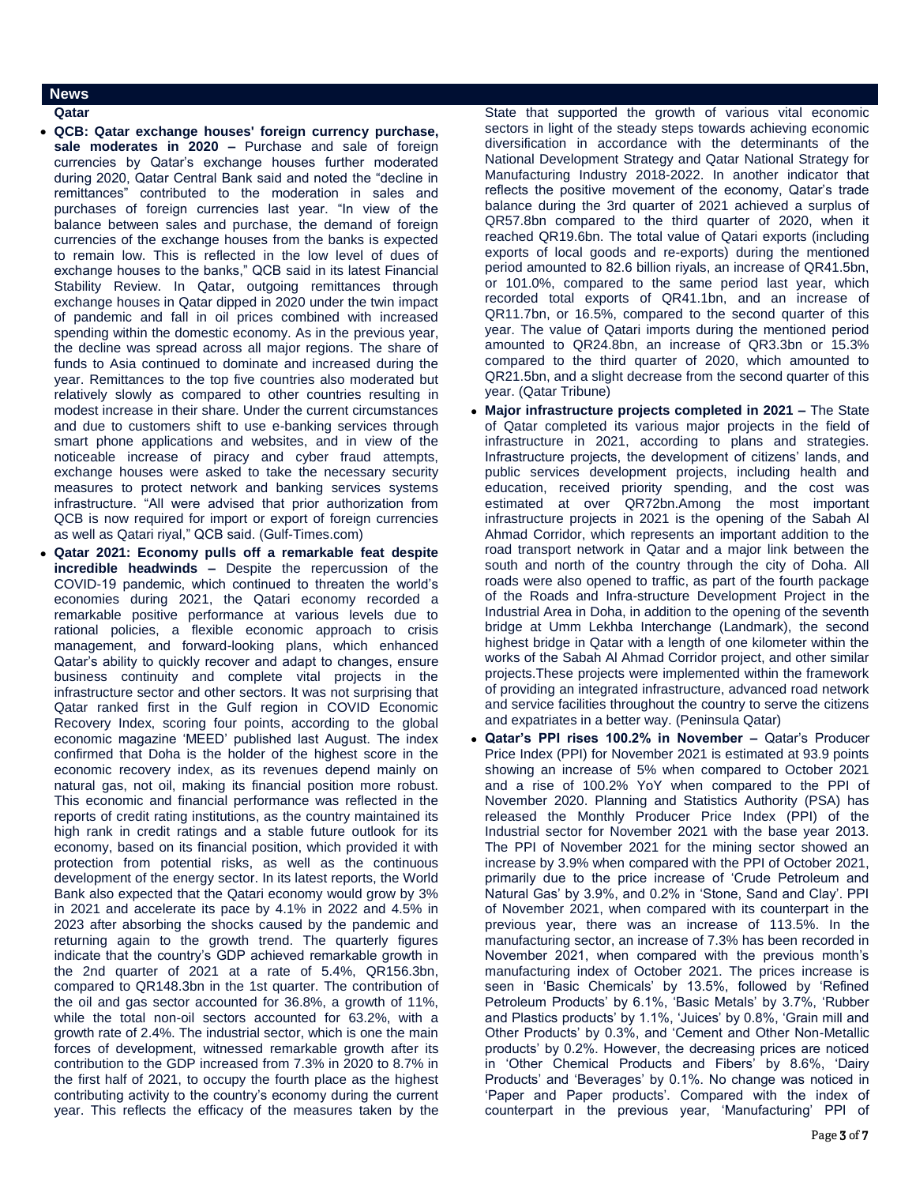## News

### Qatar

- **QCB: Qatar exchange houses' foreign currency purchase, sale moderates in 2020 –** Purchase and sale of foreign currencies by Qatar's exchange houses further moderated during 2020, Qatar Central Bank said and noted the "decline in remittances" contributed to the moderation in sales and purchases of foreign currencies last year. "In view of the balance between sales and purchase, the demand of foreign currencies of the exchange houses from the banks is expected to remain low. This is reflected in the low level of dues of exchange houses to the banks," QCB said in its latest Financial Stability Review. In Qatar, outgoing remittances through exchange houses in Qatar dipped in 2020 under the twin impact of pandemic and fall in oil prices combined with increased spending within the domestic economy. As in the previous year, the decline was spread across all major regions. The share of funds to Asia continued to dominate and increased during the year. Remittances to the top five countries also moderated but relatively slowly as compared to other countries resulting in modest increase in their share. Under the current circumstances and due to customers shift to use e-banking services through smart phone applications and websites, and in view of the noticeable increase of piracy and cyber fraud attempts, exchange houses were asked to take the necessary security measures to protect network and banking services systems infrastructure. "All were advised that prior authorization from QCB is now required for import or export of foreign currencies as well as Qatari riyal," QCB said. (Gulf-Times.com)
- **Qatar 2021: Economy pulls off a remarkable feat despite incredible headwinds –** Despite the repercussion of the COVID-19 pandemic, which continued to threaten the world's economies during 2021, the Qatari economy recorded a remarkable positive performance at various levels due to rational policies, a flexible economic approach to crisis management, and forward-looking plans, which enhanced Qatar's ability to quickly recover and adapt to changes, ensure business continuity and complete vital projects in the infrastructure sector and other sectors. It was not surprising that Qatar ranked first in the Gulf region in COVID Economic Recovery Index, scoring four points, according to the global economic magazine 'MEED' published last August. The index confirmed that Doha is the holder of the highest score in the economic recovery index, as its revenues depend mainly on natural gas, not oil, making its financial position more robust. This economic and financial performance was reflected in the reports of credit rating institutions, as the country maintained its high rank in credit ratings and a stable future outlook for its economy, based on its financial position, which provided it with protection from potential risks, as well as the continuous development of the energy sector. In its latest reports, the World Bank also expected that the Qatari economy would grow by 3% in 2021 and accelerate its pace by 4.1% in 2022 and 4.5% in 2023 after absorbing the shocks caused by the pandemic and returning again to the growth trend. The quarterly figures indicate that the country's GDP achieved remarkable growth in the 2nd quarter of 2021 at a rate of 5.4%, QR156.3bn, compared to QR148.3bn in the 1st quarter. The contribution of the oil and gas sector accounted for 36.8%, a growth of 11%, while the total non-oil sectors accounted for 63.2%, with a growth rate of 2.4%. The industrial sector, which is one the main forces of development, witnessed remarkable growth after its contribution to the GDP increased from 7.3% in 2020 to 8.7% in the first half of 2021, to occupy the fourth place as the highest contributing activity to the country's economy during the current year. This reflects the efficacy of the measures taken by the State that supported the growth of various vital economic sectors in light of the steady steps towards achieving economic diversification in accordance with the determinants of the National Development Strategy and Qatar National Strategy for Manufacturing Industry 2018-2022. In another indicator that reflects the positive movement of the economy, Qatar's trade balance during the 3rd quarter of 2021 achieved a surplus of QR57.8bn compared to the third quarter of 2020, when it reached QR19.6bn. The total value of Qatari exports (including exports of local goods and re-exports) during the mentioned period amounted to 82.6 billion riyals, an increase of QR41.5bn, or 101.0%, compared to the same period last year, which recorded total exports of QR41.1bn, and an increase of QR11.7bn, or 16.5%, compared to the second quarter of this year. The value of Qatari imports during the mentioned period amounted to QR24.8bn, an increase of QR3.3bn or 15.3% compared to the third quarter of 2020, which amounted to QR21.5bn, and a slight decrease from the second quarter of this year. (Qatar Tribune)
- **Major infrastructure projects completed in 2021 –** The State of Qatar completed its various major projects in the field of infrastructure in 2021, according to plans and strategies. Infrastructure projects, the development of citizens' lands, and public services development projects, including health and education, received priority spending, and the cost was estimated at over QR72bn.Among the most important infrastructure projects in 2021 is the opening of the Sabah Al Ahmad Corridor, which represents an important addition to the road transport network in Qatar and a major link between the south and north of the country through the city of Doha. All roads were also opened to traffic, as part of the fourth package of the Roads and Infra-structure Development Project in the Industrial Area in Doha, in addition to the opening of the seventh bridge at Umm Lekhba Interchange (Landmark), the second highest bridge in Qatar with a length of one kilometer within the works of the Sabah Al Ahmad Corridor project, and other similar projects.These projects were implemented within the framework of providing an integrated infrastructure, advanced road network and service facilities throughout the country to serve the citizens and expatriates in a better way. (Peninsula Qatar)
- **Qatar's PPI rises 100.2% in November –** Qatar's Producer Price Index (PPI) for November 2021 is estimated at 93.9 points showing an increase of 5% when compared to October 2021 and a rise of 100.2% YoY when compared to the PPI of November 2020. Planning and Statistics Authority (PSA) has released the Monthly Producer Price Index (PPI) of the Industrial sector for November 2021 with the base year 2013. The PPI of November 2021 for the mining sector showed an increase by 3.9% when compared with the PPI of October 2021, primarily due to the price increase of 'Crude Petroleum and Natural Gas' by 3.9%, and 0.2% in 'Stone, Sand and Clay'. PPI of November 2021, when compared with its counterpart in the previous year, there was an increase of 113.5%. In the manufacturing sector, an increase of 7.3% has been recorded in November 2021, when compared with the previous month's manufacturing index of October 2021. The prices increase is seen in 'Basic Chemicals' by 13.5%, followed by 'Refined Petroleum Products' by 6.1%, 'Basic Metals' by 3.7%, 'Rubber and Plastics products' by 1.1%, 'Juices' by 0.8%, 'Grain mill and Other Products' by 0.3%, and 'Cement and Other Non-Metallic products' by 0.2%. However, the decreasing prices are noticed in 'Other Chemical Products and Fibers' by 8.6%, 'Dairy Products' and 'Beverages' by 0.1%. No change was noticed in 'Paper and Paper products'. Compared with the index of counterpart in the previous year, 'Manufacturing' PPI of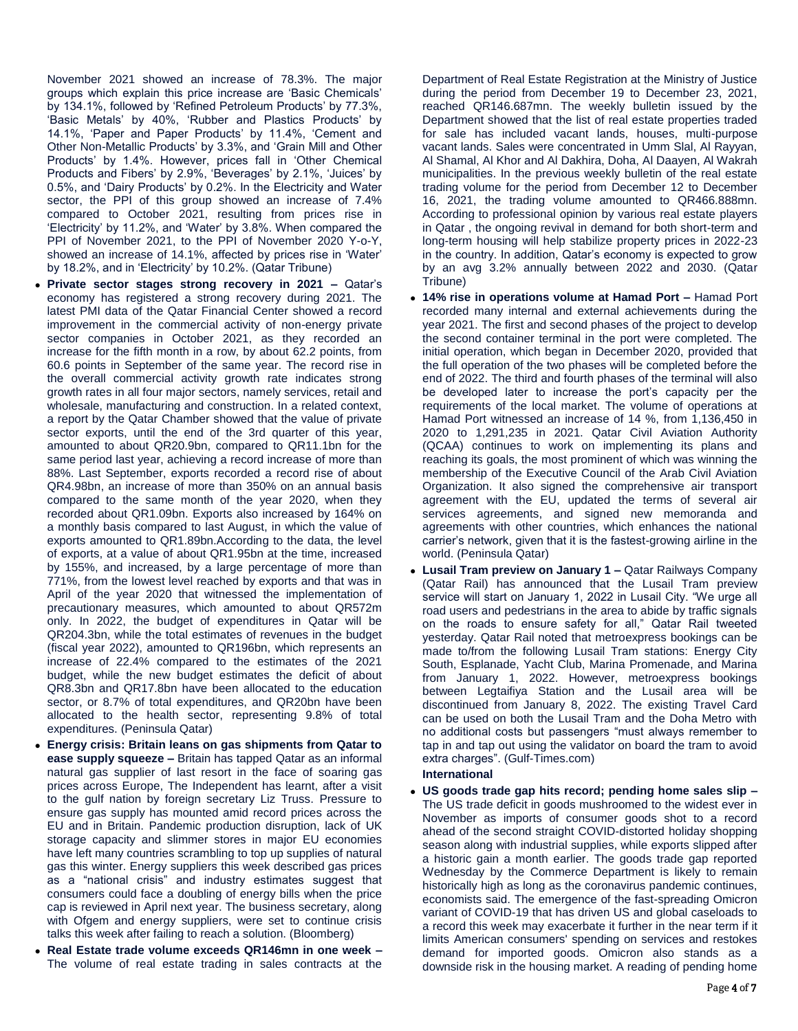November 2021 showed an increase of 78.3%. The major groups which explain this price increase are 'Basic Chemicals' by 134.1%, followed by 'Refined Petroleum Products' by 77.3%, 'Basic Metals' by 40%, 'Rubber and Plastics Products' by 14.1%, 'Paper and Paper Products' by 11.4%, 'Cement and Other Non-Metallic Products' by 3.3%, and 'Grain Mill and Other Products' by 1.4%. However, prices fall in 'Other Chemical Products and Fibers' by 2.9%, 'Beverages' by 2.1%, 'Juices' by 0.5%, and 'Dairy Products' by 0.2%. In the Electricity and Water sector, the PPI of this group showed an increase of 7.4% compared to October 2021, resulting from prices rise in 'Electricity' by 11.2%, and 'Water' by 3.8%. When compared the PPI of November 2021, to the PPI of November 2020 Y-o-Y, showed an increase of 14.1%, affected by prices rise in 'Water' by 18.2%, and in 'Electricity' by 10.2%. (Qatar Tribune)

- **Private sector stages strong recovery in 2021 –** Qatar's economy has registered a strong recovery during 2021. The latest PMI data of the Qatar Financial Center showed a record improvement in the commercial activity of non-energy private sector companies in October 2021, as they recorded an increase for the fifth month in a row, by about 62.2 points, from 60.6 points in September of the same year. The record rise in the overall commercial activity growth rate indicates strong growth rates in all four major sectors, namely services, retail and wholesale, manufacturing and construction. In a related context, a report by the Qatar Chamber showed that the value of private sector exports, until the end of the 3rd quarter of this year, amounted to about QR20.9bn, compared to QR11.1bn for the same period last year, achieving a record increase of more than 88%. Last September, exports recorded a record rise of about QR4.98bn, an increase of more than 350% on an annual basis compared to the same month of the year 2020, when they recorded about QR1.09bn. Exports also increased by 164% on a monthly basis compared to last August, in which the value of exports amounted to QR1.89bn.According to the data, the level of exports, at a value of about QR1.95bn at the time, increased by 155%, and increased, by a large percentage of more than 771%, from the lowest level reached by exports and that was in April of the year 2020 that witnessed the implementation of precautionary measures, which amounted to about QR572m only. In 2022, the budget of expenditures in Qatar will be QR204.3bn, while the total estimates of revenues in the budget (fiscal year 2022), amounted to QR196bn, which represents an increase of 22.4% compared to the estimates of the 2021 budget, while the new budget estimates the deficit of about QR8.3bn and QR17.8bn have been allocated to the education sector, or 8.7% of total expenditures, and QR20bn have been allocated to the health sector, representing 9.8% of total expenditures. (Peninsula Qatar)
- **Energy crisis: Britain leans on gas shipments from Qatar to ease supply squeeze –** Britain has tapped Qatar as an informal natural gas supplier of last resort in the face of soaring gas prices across Europe, The Independent has learnt, after a visit to the gulf nation by foreign secretary Liz Truss. Pressure to ensure gas supply has mounted amid record prices across the EU and in Britain. Pandemic production disruption, lack of UK storage capacity and slimmer stores in major EU economies have left many countries scrambling to top up supplies of natural gas this winter. Energy suppliers this week described gas prices as a "national crisis" and industry estimates suggest that consumers could face a doubling of energy bills when the price cap is reviewed in April next year. The business secretary, along with Ofgem and energy suppliers, were set to continue crisis talks this week after failing to reach a solution. (Bloomberg)
- **Real Estate trade volume exceeds QR146mn in one week –** The volume of real estate trading in sales contracts at the Department of Real Estate Registration at the Ministry of Justice during the period from December 19 to December 23, 2021, reached QR146.687mn. The weekly bulletin issued by the Department showed that the list of real estate properties traded for sale has included vacant lands, houses, multi-purpose vacant lands. Sales were concentrated in Umm Slal, Al Rayyan, Al Shamal, Al Khor and Al Dakhira, Doha, Al Daayen, Al Wakrah municipalities. In the previous weekly bulletin of the real estate trading volume for the period from December 12 to December 16, 2021, the trading volume amounted to QR466.888mn. According to professional opinion by various real estate players in Qatar , the ongoing revival in demand for both short-term and long-term housing will help stabilize property prices in 2022-23 in the country. In addition, Qatar's economy is expected to grow by an avg 3.2% annually between 2022 and 2030. (Qatar Tribune)
- **14% rise in operations volume at Hamad Port –** Hamad Port recorded many internal and external achievements during the year 2021. The first and second phases of the project to develop the second container terminal in the port were completed. The initial operation, which began in December 2020, provided that the full operation of the two phases will be completed before the end of 2022. The third and fourth phases of the terminal will also be developed later to increase the port's capacity per the requirements of the local market. The volume of operations at Hamad Port witnessed an increase of 14 %, from 1,136,450 in 2020 to 1,291,235 in 2021. Qatar Civil Aviation Authority (QCAA) continues to work on implementing its plans and reaching its goals, the most prominent of which was winning the membership of the Executive Council of the Arab Civil Aviation Organization. It also signed the comprehensive air transport agreement with the EU, updated the terms of several air services agreements, and signed new memoranda and agreements with other countries, which enhances the national carrier's network, given that it is the fastest-growing airline in the world. (Peninsula Qatar)
- **Lusail Tram preview on January 1 –** Qatar Railways Company (Qatar Rail) has announced that the Lusail Tram preview service will start on January 1, 2022 in Lusail City. "We urge all road users and pedestrians in the area to abide by traffic signals on the roads to ensure safety for all," Qatar Rail tweeted yesterday. Qatar Rail noted that metroexpress bookings can be made to/from the following Lusail Tram stations: Energy City South, Esplanade, Yacht Club, Marina Promenade, and Marina from January 1, 2022. However, metroexpress bookings between Legtaifiya Station and the Lusail area will be discontinued from January 8, 2022. The existing Travel Card can be used on both the Lusail Tram and the Doha Metro with no additional costs but passengers "must always remember to tap in and tap out using the validator on board the tram to avoid extra charges". (Gulf-Times.com)

**International**

- **US goods trade gap hits record; pending home sales slip –** The US trade deficit in goods mushroomed to the widest ever in November as imports of consumer goods shot to a record ahead of the second straight COVID-distorted holiday shopping season along with industrial supplies, while exports slipped after a historic gain a month earlier. The goods trade gap reported Wednesday by the Commerce Department is likely to remain historically high as long as the coronavirus pandemic continues, economists said. The emergence of the fast-spreading Omicron variant of COVID-19 that has driven US and global caseloads to a record this week may exacerbate it further in the near term if it limits American consumers' spending on services and restokes demand for imported goods. Omicron also stands as a downside risk in the housing market. A reading of pending home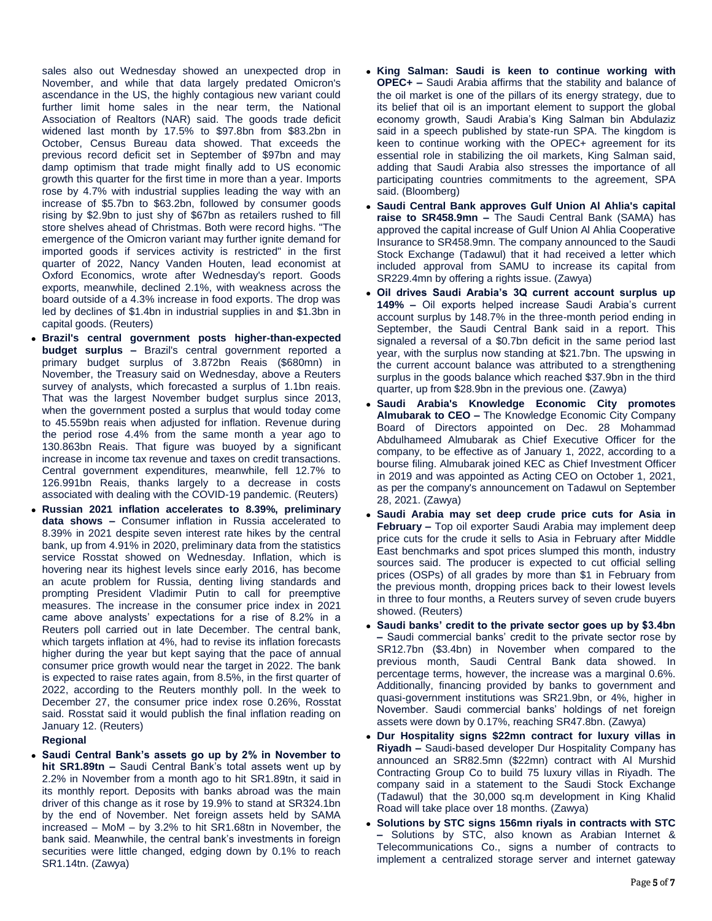sales also out Wednesday showed an unexpected drop in November, and while that data largely predated Omicron's ascendance in the US, the highly contagious new variant could further limit home sales in the near term, the National Association of Realtors (NAR) said. The goods trade deficit widened last month by 17.5% to $97.8bn from $83.2bn in October, Census Bureau data showed. That exceeds the previous record deficit set in September of $97bn and may damp optimism that trade might finally add to US economic growth this quarter for the first time in more than a year. Imports rose by 4.7% with industrial supplies leading the way with an increase of $5.7bn to $63.2bn, followed by consumer goods rising by $2.9bn to just shy of $67bn as retailers rushed to fill store shelves ahead of Christmas. Both were record highs. "The emergence of the Omicron variant may further ignite demand for imported goods if services activity is restricted" in the first quarter of 2022, Nancy Vanden Houten, lead economist at Oxford Economics, wrote after Wednesday's report. Goods exports, meanwhile, declined 2.1%, with weakness across the board outside of a 4.3% increase in food exports. The drop was led by declines of $1.4bn in industrial supplies in and $1.3bn in capital goods. (Reuters)

- **Brazil's central government posts higher-than-expected budget surplus –** Brazil's central government reported a primary budget surplus of 3.872bn Reais ($680mn) in November, the Treasury said on Wednesday, above a Reuters survey of analysts, which forecasted a surplus of 1.1bn reais. That was the largest November budget surplus since 2013, when the government posted a surplus that would today come to 45.559bn reais when adjusted for inflation. Revenue during the period rose 4.4% from the same month a year ago to 130.863bn Reais. That figure was buoyed by a significant increase in income tax revenue and taxes on credit transactions. Central government expenditures, meanwhile, fell 12.7% to 126.991bn Reais, thanks largely to a decrease in costs associated with dealing with the COVID-19 pandemic. (Reuters)
- **Russian 2021 inflation accelerates to 8.39%, preliminary data shows –** Consumer inflation in Russia accelerated to 8.39% in 2021 despite seven interest rate hikes by the central bank, up from 4.91% in 2020, preliminary data from the statistics service Rosstat showed on Wednesday. Inflation, which is hovering near its highest levels since early 2016, has become an acute problem for Russia, denting living standards and prompting President Vladimir Putin to call for preemptive measures. The increase in the consumer price index in 2021 came above analysts' expectations for a rise of 8.2% in a Reuters poll carried out in late December. The central bank, which targets inflation at 4%, had to revise its inflation forecasts higher during the year but kept saying that the pace of annual consumer price growth would near the target in 2022. The bank is expected to raise rates again, from 8.5%, in the first quarter of 2022, according to the Reuters monthly poll. In the week to December 27, the consumer price index rose 0.26%, Rosstat said. Rosstat said it would publish the final inflation reading on January 12. (Reuters)

**Regional**

- **Saudi Central Bank's assets go up by 2% in November to hit SR1.89tn –** Saudi Central Bank's total assets went up by 2.2% in November from a month ago to hit SR1.89tn, it said in its monthly report. Deposits with banks abroad was the main driver of this change as it rose by 19.9% to stand at SR324.1bn by the end of November. Net foreign assets held by SAMA increased – MoM – by 3.2% to hit SR1.68tn in November, the bank said. Meanwhile, the central bank's investments in foreign securities were little changed, edging down by 0.1% to reach SR1.14tn. (Zawya)
- **King Salman: Saudi is keen to continue working with OPEC+ –** Saudi Arabia affirms that the stability and balance of the oil market is one of the pillars of its energy strategy, due to its belief that oil is an important element to support the global economy growth, Saudi Arabia's King Salman bin Abdulaziz said in a speech published by state-run SPA. The kingdom is keen to continue working with the OPEC+ agreement for its essential role in stabilizing the oil markets, King Salman said, adding that Saudi Arabia also stresses the importance of all participating countries commitments to the agreement, SPA said. (Bloomberg)
- **Saudi Central Bank approves Gulf Union Al Ahlia's capital raise to SR458.9mn –** The Saudi Central Bank (SAMA) has approved the capital increase of Gulf Union Al Ahlia Cooperative Insurance to SR458.9mn. The company announced to the Saudi Stock Exchange (Tadawul) that it had received a letter which included approval from SAMU to increase its capital from SR229.4mn by offering a rights issue. (Zawya)
- **Oil drives Saudi Arabia's 3Q current account surplus up 149% –** Oil exports helped increase Saudi Arabia's current account surplus by 148.7% in the three-month period ending in September, the Saudi Central Bank said in a report. This signaled a reversal of a $0.7bn deficit in the same period last year, with the surplus now standing at $21.7bn. The upswing in the current account balance was attributed to a strengthening surplus in the goods balance which reached $37.9bn in the third quarter, up from $28.9bn in the previous one. (Zawya)
- **Saudi Arabia's Knowledge Economic City promotes Almubarak to CEO –** The Knowledge Economic City Company Board of Directors appointed on Dec. 28 Mohammad Abdulhameed Almubarak as Chief Executive Officer for the company, to be effective as of January 1, 2022, according to a bourse filing. Almubarak joined KEC as Chief Investment Officer in 2019 and was appointed as Acting CEO on October 1, 2021, as per the company's announcement on Tadawul on September 28, 2021. (Zawya)
- **Saudi Arabia may set deep crude price cuts for Asia in February –** Top oil exporter Saudi Arabia may implement deep price cuts for the crude it sells to Asia in February after Middle East benchmarks and spot prices slumped this month, industry sources said. The producer is expected to cut official selling prices (OSPs) of all grades by more than $1 in February from the previous month, dropping prices back to their lowest levels in three to four months, a Reuters survey of seven crude buyers showed. (Reuters)
- **Saudi banks' credit to the private sector goes up by $3.4bn –** Saudi commercial banks' credit to the private sector rose by SR12.7bn ($3.4bn) in November when compared to the previous month, Saudi Central Bank data showed. In percentage terms, however, the increase was a marginal 0.6%. Additionally, financing provided by banks to government and quasi-government institutions was SR21.9bn, or 4%, higher in November. Saudi commercial banks' holdings of net foreign assets were down by 0.17%, reaching SR47.8bn. (Zawya)
- **Dur Hospitality signs $22mn contract for luxury villas in Riyadh –** Saudi-based developer Dur Hospitality Company has announced an SR82.5mn ($22mn) contract with Al Murshid Contracting Group Co to build 75 luxury villas in Riyadh. The company said in a statement to the Saudi Stock Exchange (Tadawul) that the 30,000 sq.m development in King Khalid Road will take place over 18 months. (Zawya)
- **Solutions by STC signs 156mn riyals in contracts with STC –** Solutions by STC, also known as Arabian Internet & Telecommunications Co., signs a number of contracts to implement a centralized storage server and internet gateway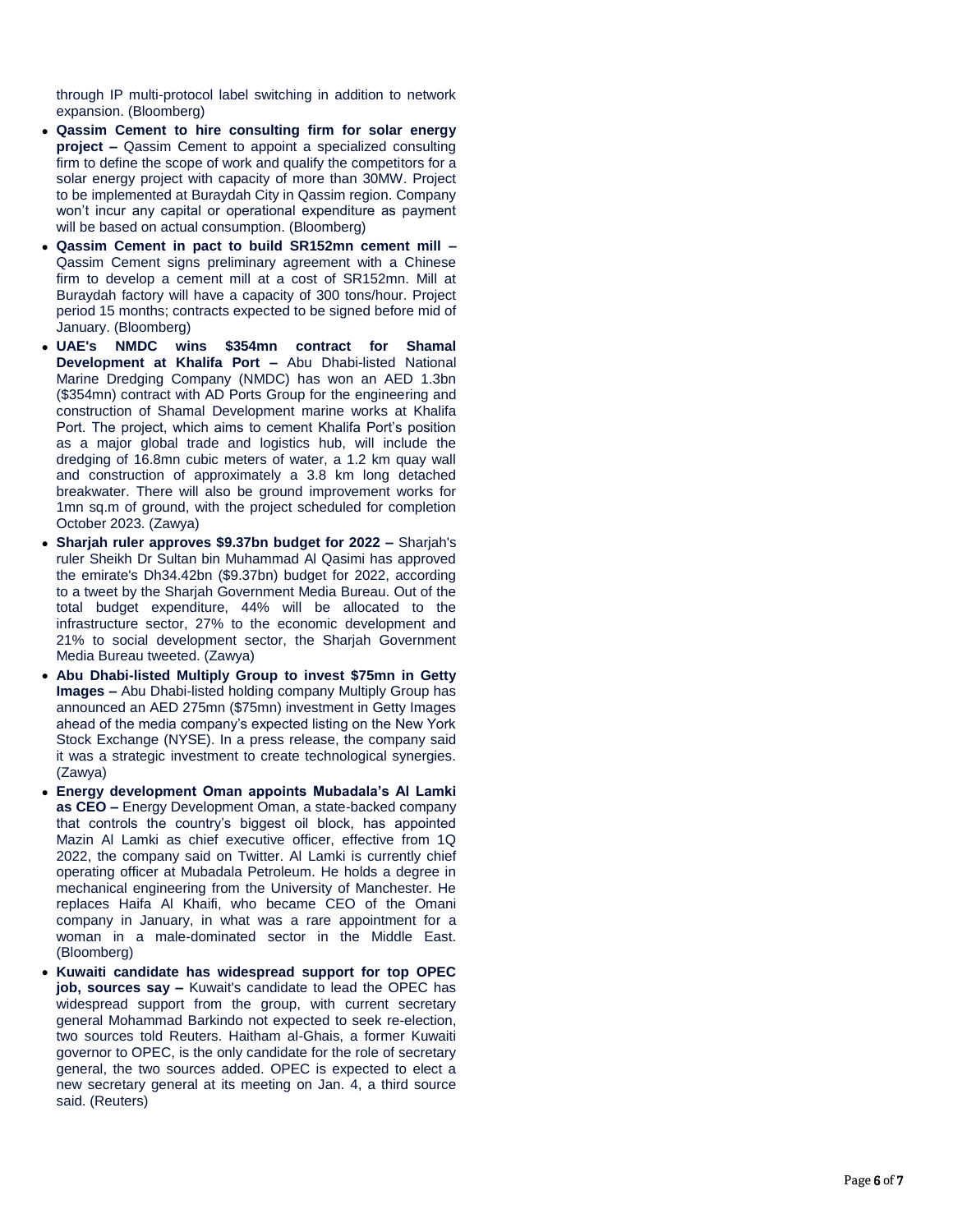through IP multi-protocol label switching in addition to network expansion. (Bloomberg)

- **Qassim Cement to hire consulting firm for solar energy project –** Qassim Cement to appoint a specialized consulting firm to define the scope of work and qualify the competitors for a solar energy project with capacity of more than 30MW. Project to be implemented at Buraydah City in Qassim region. Company won't incur any capital or operational expenditure as payment will be based on actual consumption. (Bloomberg)
- **Qassim Cement in pact to build SR152mn cement mill –** Qassim Cement signs preliminary agreement with a Chinese firm to develop a cement mill at a cost of SR152mn. Mill at Buraydah factory will have a capacity of 300 tons/hour. Project period 15 months; contracts expected to be signed before mid of January. (Bloomberg)
- **UAE's NMDC wins $354mn contract for Shamal Development at Khalifa Port –** Abu Dhabi-listed National Marine Dredging Company (NMDC) has won an AED 1.3bn ($354mn) contract with AD Ports Group for the engineering and construction of Shamal Development marine works at Khalifa Port. The project, which aims to cement Khalifa Port's position as a major global trade and logistics hub, will include the dredging of 16.8mn cubic meters of water, a 1.2 km quay wall and construction of approximately a 3.8 km long detached breakwater. There will also be ground improvement works for 1mn sq.m of ground, with the project scheduled for completion October 2023. (Zawya)
- **Sharjah ruler approves $9.37bn budget for 2022 –** Sharjah's ruler Sheikh Dr Sultan bin Muhammad Al Qasimi has approved the emirate's Dh34.42bn ($9.37bn) budget for 2022, according to a tweet by the Sharjah Government Media Bureau. Out of the total budget expenditure, 44% will be allocated to the infrastructure sector, 27% to the economic development and 21% to social development sector, the Sharjah Government Media Bureau tweeted. (Zawya)
- **Abu Dhabi-listed Multiply Group to invest $75mn in Getty Images –** Abu Dhabi-listed holding company Multiply Group has announced an AED 275mn ($75mn) investment in Getty Images ahead of the media company's expected listing on the New York Stock Exchange (NYSE). In a press release, the company said it was a strategic investment to create technological synergies. (Zawya)
- **Energy development Oman appoints Mubadala's Al Lamki as CEO –** Energy Development Oman, a state-backed company that controls the country's biggest oil block, has appointed Mazin Al Lamki as chief executive officer, effective from 1Q 2022, the company said on Twitter. Al Lamki is currently chief operating officer at Mubadala Petroleum. He holds a degree in mechanical engineering from the University of Manchester. He replaces Haifa Al Khaifi, who became CEO of the Omani company in January, in what was a rare appointment for a woman in a male-dominated sector in the Middle East. (Bloomberg)
- **Kuwaiti candidate has widespread support for top OPEC job, sources say –** Kuwait's candidate to lead the OPEC has widespread support from the group, with current secretary general Mohammad Barkindo not expected to seek re-election, two sources told Reuters. Haitham al-Ghais, a former Kuwaiti governor to OPEC, is the only candidate for the role of secretary general, the two sources added. OPEC is expected to elect a new secretary general at its meeting on Jan. 4, a third source said. (Reuters)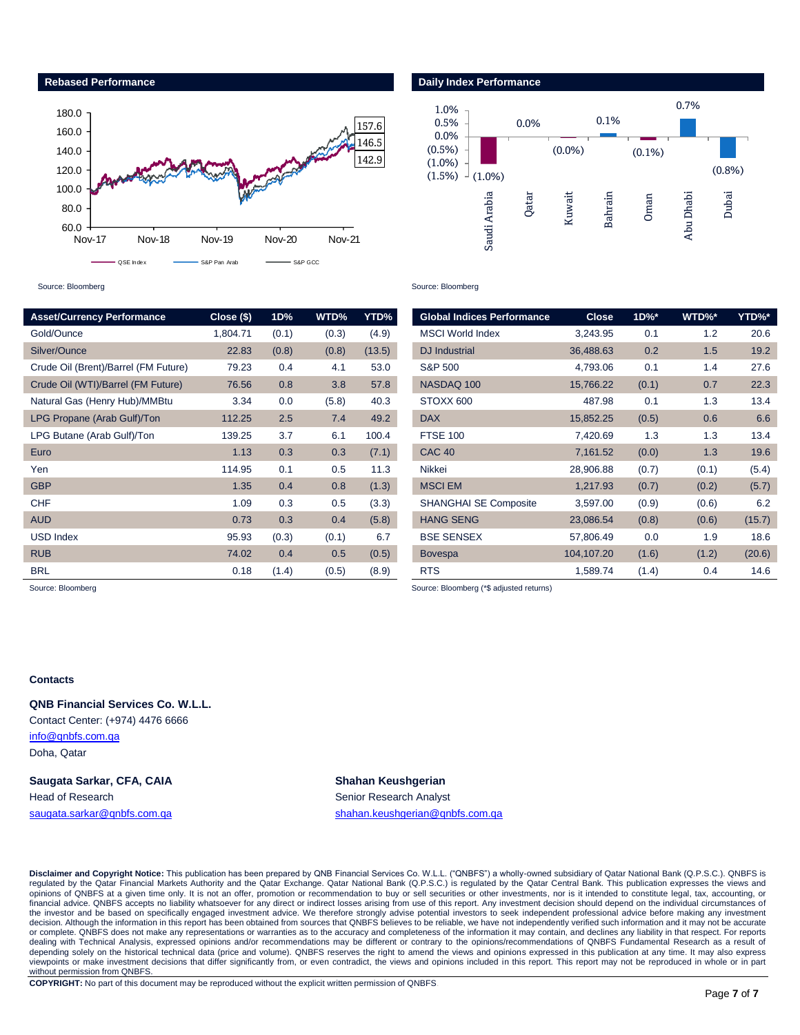**Rebased Performance**

180.0
160.0
140.0
120.0
100.0
80.0
60.0
Nov-17
Nov-18
Nov-19
Nov-20
Nov-21
157.6
146.5
142.9
QSE Index
S&P Pan Arab
S&P GCC

Source: Bloomberg

**Daily Index Performance**

1.0%
0.5%
0.0%
(0.5%)
(1.0%)
(1.5%)
(1.0%)
0.0%
(0.0%)
0.1%
(0.1%)
0.7%
(0.8%)
Saudi Arabia
Qatar
Kuwait
Bahrain
Oman
Abu Dhabi
Dubai

Source: Bloomberg

| Asset/Currency Performance | Close ($) | 1D% | WTD% | YTD% |
|---|---|---|---|---|
| Gold/Ounce | 1,804.71 | (0.1) | (0.3) | (4.9) |
| Silver/Ounce | 22.83 | (0.8) | (0.8) | (13.5) |
| Crude Oil (Brent)/Barrel (FM Future) | 79.23 | 0.4 | 4.1 | 53.0 |
| Crude Oil (WTI)/Barrel (FM Future) | 76.56 | 0.8 | 3.8 | 57.8 |
| Natural Gas (Henry Hub)/MMBtu | 3.34 | 0.0 | (5.8) | 40.3 |
| LPG Propane (Arab Gulf)/Ton | 112.25 | 2.5 | 7.4 | 49.2 |
| LPG Butane (Arab Gulf)/Ton | 139.25 | 3.7 | 6.1 | 100.4 |
| Euro | 1.13 | 0.3 | 0.3 | (7.1) |
| Yen | 114.95 | 0.1 | 0.5 | 11.3 |
| GBP | 1.35 | 0.4 | 0.8 | (1.3) |
| CHF | 1.09 | 0.3 | 0.5 | (3.3) |
| AUD | 0.73 | 0.3 | 0.4 | (5.8) |
| USD Index | 95.93 | (0.3) | (0.1) | 6.7 |
| RUB | 74.02 | 0.4 | 0.5 | (0.5) |
| BRL | 0.18 | (1.4) | (0.5) | (8.9) |

Source: Bloomberg

| Global Indices Performance | Close | 1D%* | WTD%* | YTD%* |
|---|---|---|---|---|
| MSCI World Index | 3,243.95 | 0.1 | 1.2 | 20.6 |
| DJ Industrial | 36,488.63 | 0.2 | 1.5 | 19.2 |
| S&P 500 | 4,793.06 | 0.1 | 1.4 | 27.6 |
| NASDAQ 100 | 15,766.22 | (0.1) | 0.7 | 22.3 |
| STOXX 600 | 487.98 | 0.1 | 1.3 | 13.4 |
| DAX | 15,852.25 | (0.5) | 0.6 | 6.6 |
| FTSE 100 | 7,420.69 | 1.3 | 1.3 | 13.4 |
| CAC 40 | 7,161.52 | (0.0) | 1.3 | 19.6 |
| Nikkei | 28,906.88 | (0.7) | (0.1) | (5.4) |
| MSCI EM | 1,217.93 | (0.7) | (0.2) | (5.7) |
| SHANGHAI SE Composite | 3,597.00 | (0.9) | (0.6) | 6.2 |
| HANG SENG | 23,086.54 | (0.8) | (0.6) | (15.7) |
| BSE SENSEX | 57,806.49 | 0.0 | 1.9 | 18.6 |
| Bovespa | 104,107.20 | (1.6) | (1.2) | (20.6) |
| RTS | 1,589.74 | (1.4) | 0.4 | 14.6 |

Source: Bloomberg (*$ adjusted returns)

**Contacts**

**QNB Financial Services Co. W.L.L.**
Contact Center: (+974) 4476 6666
info@qnbfs.com.qa
Doha, Qatar

**Saugata Sarkar, CFA, CAIA**
Head of Research
saugata.sarkar@qnbfs.com.qa

**Shahan Keushgerian**
Senior Research Analyst
shahan.keushgerian@qnbfs.com.qa

**Disclaimer and Copyright Notice:** This publication has been prepared by QNB Financial Services Co. W.L.L. ("QNBFS") a wholly-owned subsidiary of Qatar National Bank (Q.P.S.C.). QNBFS is regulated by the Qatar Financial Markets Authority and the Qatar Exchange. Qatar National Bank (Q.P.S.C.) is regulated by the Qatar Central Bank. This publication expresses the views and opinions of QNBFS at a given time only. It is not an offer, promotion or recommendation to buy or sell securities or other investments, nor is it intended to constitute legal, tax, accounting, or financial advice. QNBFS accepts no liability whatsoever for any direct or indirect losses arising from use of this report. Any investment decision should depend on the individual circumstances of the investor and be based on specifically engaged investment advice. We therefore strongly advise potential investors to seek independent professional advice before making any investment decision. Although the information in this report has been obtained from sources that QNBFS believes to be reliable, we have not independently verified such information and it may not be accurate or complete. QNBFS does not make any representations or warranties as to the accuracy and completeness of the information it may contain, and declines any liability in that respect. For reports dealing with Technical Analysis, expressed opinions and/or recommendations may be different or contrary to the opinions/recommendations of QNBFS Fundamental Research as a result of depending solely on the historical technical data (price and volume). QNBFS reserves the right to amend the views and opinions expressed in this publication at any time. It may also express viewpoints or make investment decisions that differ significantly from, or even contradict, the views and opinions included in this report. This report may not be reproduced in whole or in part without permission from QNBFS.

**COPYRIGHT:** No part of this document may be reproduced without the explicit written permission of QNBFS